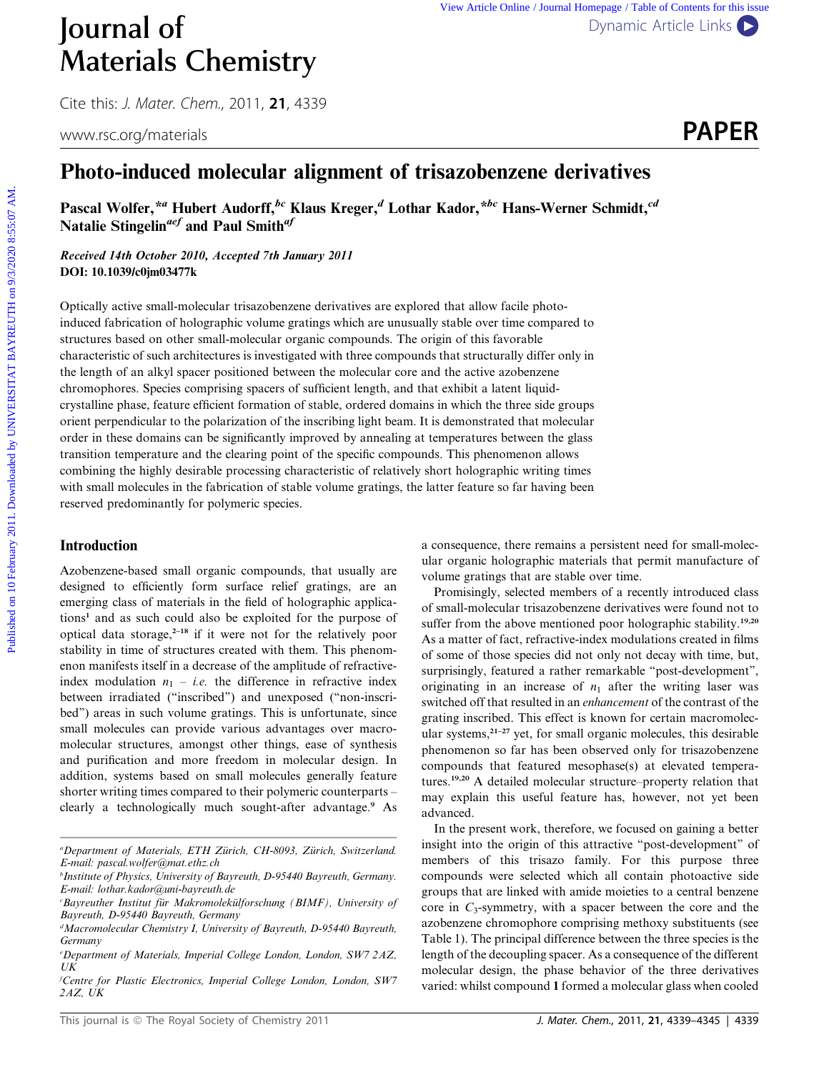# Photo-induced molecular alignment of trisazobenzene derivatives

Pascal Wolfer,*[a] Hubert Audorff,[bc] Klaus Kreger,[d] Lothar Kador,*[bc] Hans-Werner Schmidt,[cd] Natalie Stingelin[aef] and Paul Smith[af]

***Received 14th October 2010, Accepted 7th January 2011***
**DOI: 10.1039/c0jm03477k**

Optically active small-molecular trisazobenzene derivatives are explored that allow facile photo-induced fabrication of holographic volume gratings which are unusually stable over time compared to structures based on other small-molecular organic compounds. The origin of this favorable characteristic of such architectures is investigated with three compounds that structurally differ only in the length of an alkyl spacer positioned between the molecular core and the active azobenzene chromophores. Species comprising spacers of sufficient length, and that exhibit a latent liquid-crystalline phase, feature efficient formation of stable, ordered domains in which the three side groups orient perpendicular to the polarization of the inscribing light beam. It is demonstrated that molecular order in these domains can be significantly improved by annealing at temperatures between the glass transition temperature and the clearing point of the specific compounds. This phenomenon allows combining the highly desirable processing characteristic of relatively short holographic writing times with small molecules in the fabrication of stable volume gratings, the latter feature so far having been reserved predominantly for polymeric species.

## Introduction

Azobenzene-based small organic compounds, that usually are designed to efficiently form surface relief gratings, are an emerging class of materials in the field of holographic applications[1] and as such could also be exploited for the purpose of optical data storage,[2–18] if it were not for the relatively poor stability in time of structures created with them. This phenomenon manifests itself in a decrease of the amplitude of refractive-index modulation $n_1$ – *i.e.* the difference in refractive index between irradiated ("inscribed") and unexposed ("non-inscribed") areas in such volume gratings. This is unfortunate, since small molecules can provide various advantages over macromolecular structures, amongst other things, ease of synthesis and purification and more freedom in molecular design. In addition, systems based on small molecules generally feature shorter writing times compared to their polymeric counterparts – clearly a technologically much sought-after advantage.[9] As a consequence, there remains a persistent need for small-molecular organic holographic materials that permit manufacture of volume gratings that are stable over time.

Promisingly, selected members of a recently introduced class of small-molecular trisazobenzene derivatives were found not to suffer from the above mentioned poor holographic stability.[19,20] As a matter of fact, refractive-index modulations created in films of some of those species did not only not decay with time, but, surprisingly, featured a rather remarkable "post-development", originating in an increase of $n_1$ after the writing laser was switched off that resulted in an *enhancement* of the contrast of the grating inscribed. This effect is known for certain macromolecular systems,[21–27] yet, for small organic molecules, this desirable phenomenon so far has been observed only for trisazobenzene compounds that featured mesophase(s) at elevated temperatures.[19,20] A detailed molecular structure–property relation that may explain this useful feature has, however, not yet been advanced.

In the present work, therefore, we focused on gaining a better insight into the origin of this attractive "post-development" of members of this trisazo family. For this purpose three compounds were selected which all contain photoactive side groups that are linked with amide moieties to a central benzene core in $C_3$-symmetry, with a spacer between the core and the azobenzene chromophore comprising methoxy substituents (see Table 1). The principal difference between the three species is the length of the decoupling spacer. As a consequence of the different molecular design, the phase behavior of the three derivatives varied: whilst compound **1** formed a molecular glass when cooled

[a] Department of Materials, ETH Zürich, CH-8093, Zürich, Switzerland. E-mail: pascal.wolfer@mat.ethz.ch
[b] Institute of Physics, University of Bayreuth, D-95440 Bayreuth, Germany. E-mail: lothar.kador@uni-bayreuth.de
[c] Bayreuther Institut für Makromolekülforschung (BIMF), University of Bayreuth, D-95440 Bayreuth, Germany
[d] Macromolecular Chemistry I, University of Bayreuth, D-95440 Bayreuth, Germany
[e] Department of Materials, Imperial College London, London, SW7 2AZ, UK
[f] Centre for Plastic Electronics, Imperial College London, London, SW7 2AZ, UK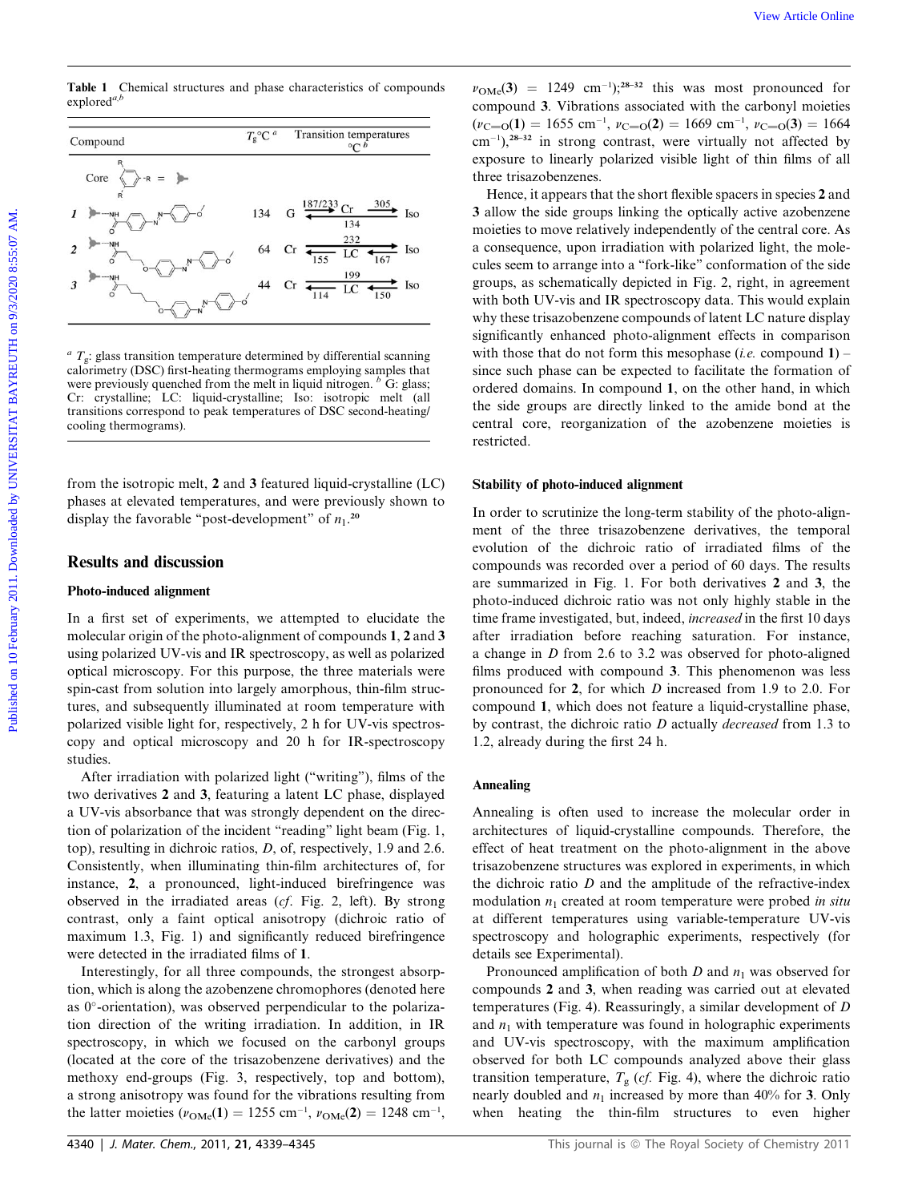Table 1 Chemical structures and phase characteristics of compounds explored[a,b]

| Compound | $T_g$/°C [a] | Transition temperatures °C [b] |
|---|---|---|
| 1 | 134 | G 187/233 Cr 305 Iso; Cr 134 (cooling) |
| 2 | 64 | Cr 232 Iso; Iso 167 LC 155 Cr (cooling) |
| 3 | 44 | Cr 199 Iso; Iso 150 LC 114 Cr (cooling) |

[a] $T_g$: glass transition temperature determined by differential scanning calorimetry (DSC) first-heating thermograms employing samples that were previously quenched from the melt in liquid nitrogen. [b] G: glass; Cr: crystalline; LC: liquid-crystalline; Iso: isotropic melt (all transitions correspond to peak temperatures of DSC second-heating/cooling thermograms).

from the isotropic melt, **2** and **3** featured liquid-crystalline (LC) phases at elevated temperatures, and were previously shown to display the favorable "post-development" of $n_1$.[20]

## Results and discussion

### Photo-induced alignment

In a first set of experiments, we attempted to elucidate the molecular origin of the photo-alignment of compounds **1**, **2** and **3** using polarized UV-vis and IR spectroscopy, as well as polarized optical microscopy. For this purpose, the three materials were spin-cast from solution into largely amorphous, thin-film structures, and subsequently illuminated at room temperature with polarized visible light for, respectively, 2 h for UV-vis spectroscopy and optical microscopy and 20 h for IR-spectroscopy studies.

After irradiation with polarized light ("writing"), films of the two derivatives **2** and **3**, featuring a latent LC phase, displayed a UV-vis absorbance that was strongly dependent on the direction of polarization of the incident "reading" light beam (Fig. 1, top), resulting in dichroic ratios, $D$, of, respectively, 1.9 and 2.6. Consistently, when illuminating thin-film architectures of, for instance, **2**, a pronounced, light-induced birefringence was observed in the irradiated areas (*cf.* Fig. 2, left). By strong contrast, only a faint optical anisotropy (dichroic ratio of maximum 1.3, Fig. 1) and significantly reduced birefringence were detected in the irradiated films of **1**.

Interestingly, for all three compounds, the strongest absorption, which is along the azobenzene chromophores (denoted here as 0°-orientation), was observed perpendicular to the polarization direction of the writing irradiation. In addition, in IR spectroscopy, in which we focused on the carbonyl groups (located at the core of the trisazobenzene derivatives) and the methoxy end-groups (Fig. 3, respectively, top and bottom), a strong anisotropy was found for the vibrations resulting from the latter moieties ($\nu_{OMe}(\mathbf{1})$ = 1255 cm$^{-1}$, $\nu_{OMe}(\mathbf{2})$ = 1248 cm$^{-1}$, $\nu_{OMe}(\mathbf{3})$ = 1249 cm$^{-1}$);[28–32] this was most pronounced for compound **3**. Vibrations associated with the carbonyl moieties ($\nu_{C=O}(\mathbf{1})$ = 1655 cm$^{-1}$, $\nu_{C=O}(\mathbf{2})$ = 1669 cm$^{-1}$, $\nu_{C=O}(\mathbf{3})$ = 1664 cm$^{-1}$),[28–32] in strong contrast, were virtually not affected by exposure to linearly polarized visible light of thin films of all three trisazobenzenes.

Hence, it appears that the short flexible spacers in species **2** and **3** allow the side groups linking the optically active azobenzene moieties to move relatively independently of the central core. As a consequence, upon irradiation with polarized light, the molecules seem to arrange into a "fork-like" conformation of the side groups, as schematically depicted in Fig. 2, right, in agreement with both UV-vis and IR spectroscopy data. This would explain why these trisazobenzene compounds of latent LC nature display significantly enhanced photo-alignment effects in comparison with those that do not form this mesophase (*i.e.* compound **1**) – since such phase can be expected to facilitate the formation of ordered domains. In compound **1**, on the other hand, in which the side groups are directly linked to the amide bond at the central core, reorganization of the azobenzene moieties is restricted.

### Stability of photo-induced alignment

In order to scrutinize the long-term stability of the photo-alignment of the three trisazobenzene derivatives, the temporal evolution of the dichroic ratio of irradiated films of the compounds was recorded over a period of 60 days. The results are summarized in Fig. 1. For both derivatives **2** and **3**, the photo-induced dichroic ratio was not only highly stable in the time frame investigated, but, indeed, *increased* in the first 10 days after irradiation before reaching saturation. For instance, a change in $D$ from 2.6 to 3.2 was observed for photo-aligned films produced with compound **3**. This phenomenon was less pronounced for **2**, for which $D$ increased from 1.9 to 2.0. For compound **1**, which does not feature a liquid-crystalline phase, by contrast, the dichroic ratio $D$ actually *decreased* from 1.3 to 1.2, already during the first 24 h.

### Annealing

Annealing is often used to increase the molecular order in architectures of liquid-crystalline compounds. Therefore, the effect of heat treatment on the photo-alignment in the above trisazobenzene structures was explored in experiments, in which the dichroic ratio $D$ and the amplitude of the refractive-index modulation $n_1$ created at room temperature were probed *in situ* at different temperatures using variable-temperature UV-vis spectroscopy and holographic experiments, respectively (for details see Experimental).

Pronounced amplification of both $D$ and $n_1$ was observed for compounds **2** and **3**, when reading was carried out at elevated temperatures (Fig. 4). Reassuringly, a similar development of $D$ and $n_1$ with temperature was found in holographic experiments and UV-vis spectroscopy, with the maximum amplification observed for both LC compounds analyzed above their glass transition temperature, $T_g$ (*cf.* Fig. 4), where the dichroic ratio nearly doubled and $n_1$ increased by more than 40% for **3**. Only when heating the thin-film structures to even higher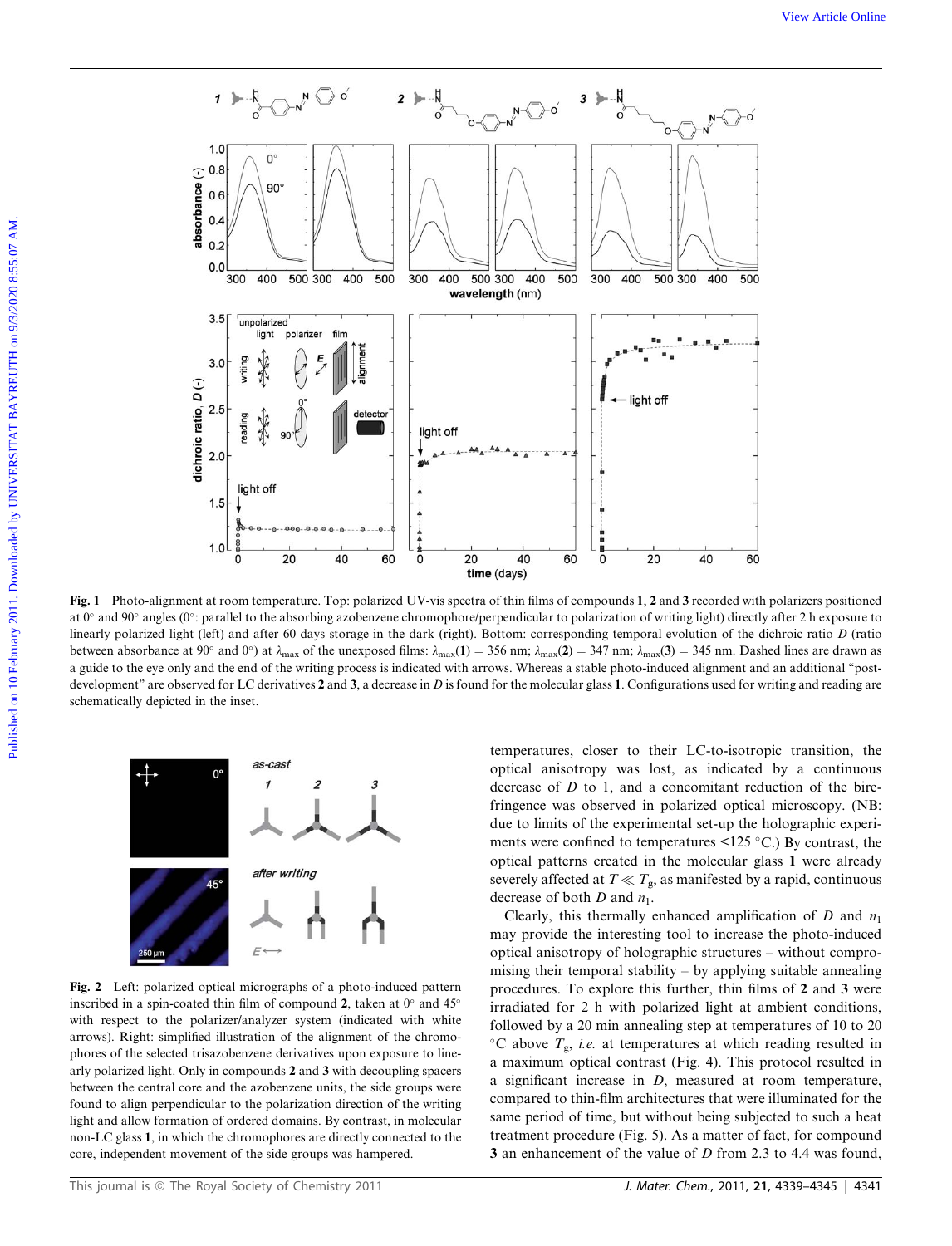**Fig. 1** Photo-alignment at room temperature. Top: polarized UV-vis spectra of thin films of compounds **1**, **2** and **3** recorded with polarizers positioned at 0° and 90° angles (0°: parallel to the absorbing azobenzene chromophore/perpendicular to polarization of writing light) directly after 2 h exposure to linearly polarized light (left) and after 60 days storage in the dark (right). Bottom: corresponding temporal evolution of the dichroic ratio *D* (ratio between absorbance at 90° and 0°) at $\lambda_{max}$ of the unexposed films: $\lambda_{max}(\mathbf{1}) = 356$ nm; $\lambda_{max}(\mathbf{2}) = 347$ nm; $\lambda_{max}(\mathbf{3}) = 345$ nm. Dashed lines are drawn as a guide to the eye only and the end of the writing process is indicated with arrows. Whereas a stable photo-induced alignment and an additional "post-development" are observed for LC derivatives **2** and **3**, a decrease in *D* is found for the molecular glass **1**. Configurations used for writing and reading are schematically depicted in the inset.

**Fig. 2** Left: polarized optical micrographs of a photo-induced pattern inscribed in a spin-coated thin film of compound **2**, taken at 0° and 45° with respect to the polarizer/analyzer system (indicated with white arrows). Right: simplified illustration of the alignment of the chromophores of the selected trisazobenzene derivatives upon exposure to linearly polarized light. Only in compounds **2** and **3** with decoupling spacers between the central core and the azobenzene units, the side groups were found to align perpendicular to the polarization direction of the writing light and allow formation of ordered domains. By contrast, in molecular non-LC glass **1**, in which the chromophores are directly connected to the core, independent movement of the side groups was hampered.

temperatures, closer to their LC-to-isotropic transition, the optical anisotropy was lost, as indicated by a continuous decrease of *D* to 1, and a concomitant reduction of the birefringence was observed in polarized optical microscopy. (NB: due to limits of the experimental set-up the holographic experiments were confined to temperatures <125 °C.) By contrast, the optical patterns created in the molecular glass **1** were already severely affected at $T \ll T_g$, as manifested by a rapid, continuous decrease of both *D* and $n_1$.

Clearly, this thermally enhanced amplification of *D* and $n_1$ may provide the interesting tool to increase the photo-induced optical anisotropy of holographic structures – without compromising their temporal stability – by applying suitable annealing procedures. To explore this further, thin films of **2** and **3** were irradiated for 2 h with polarized light at ambient conditions, followed by a 20 min annealing step at temperatures of 10 to 20 °C above $T_g$, *i.e.* at temperatures at which reading resulted in a maximum optical contrast (Fig. 4). This protocol resulted in a significant increase in *D*, measured at room temperature, compared to thin-film architectures that were illuminated for the same period of time, but without being subjected to such a heat treatment procedure (Fig. 5). As a matter of fact, for compound **3** an enhancement of the value of *D* from 2.3 to 4.4 was found,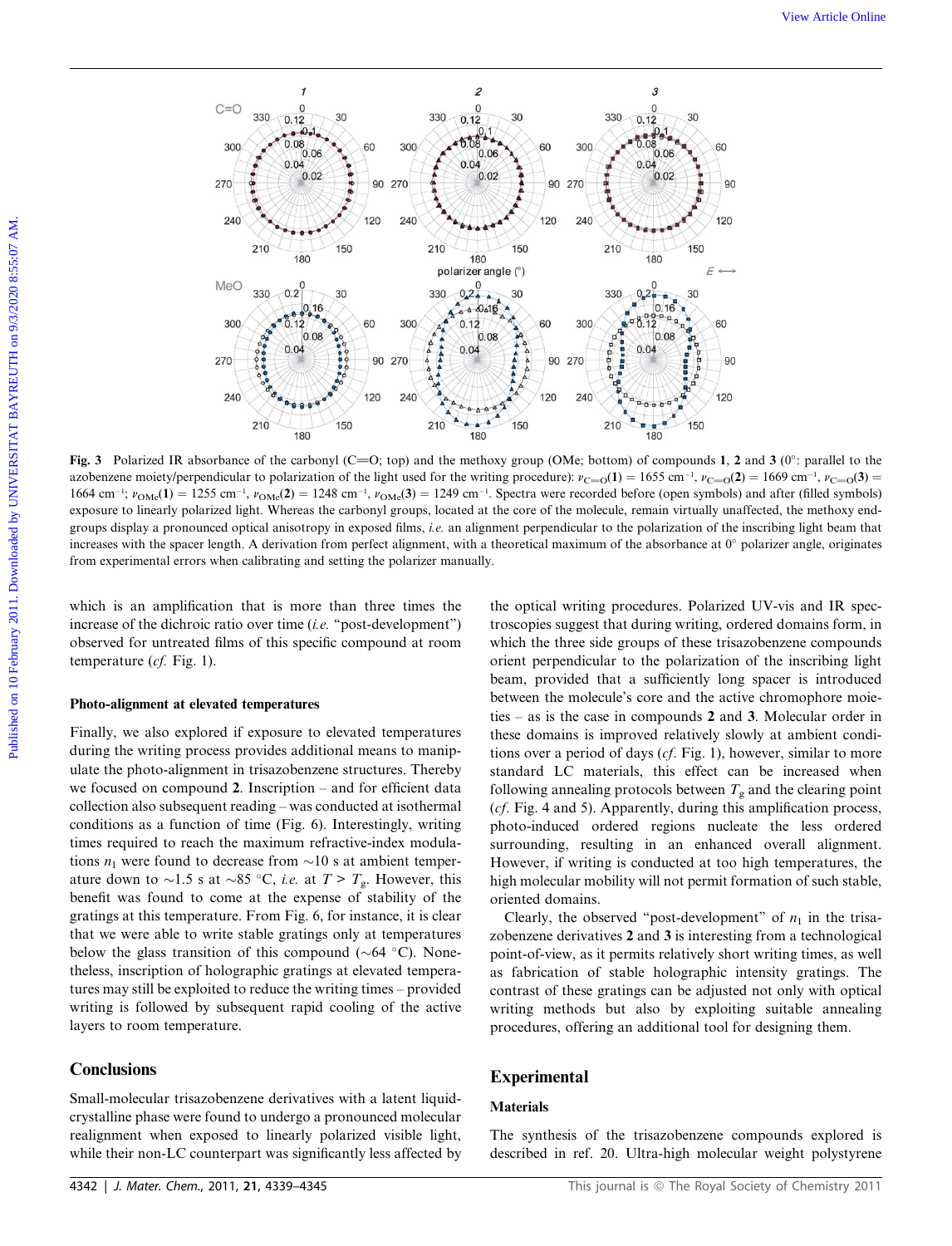**Fig. 3** Polarized IR absorbance of the carbonyl (C═O; top) and the methoxy group (OMe; bottom) of compounds **1**, **2** and **3** (0°: parallel to the azobenzene moiety/perpendicular to polarization of the light used for the writing procedure): $\nu_{C=O}(\mathbf{1})$ = 1655 cm$^{-1}$, $\nu_{C=O}(\mathbf{2})$ = 1669 cm$^{-1}$, $\nu_{C=O}(\mathbf{3})$ = 1664 cm$^{-1}$; $\nu_{OMe}(\mathbf{1})$ = 1255 cm$^{-1}$, $\nu_{OMe}(\mathbf{2})$ = 1248 cm$^{-1}$, $\nu_{OMe}(\mathbf{3})$ = 1249 cm$^{-1}$. Spectra were recorded before (open symbols) and after (filled symbols) exposure to linearly polarized light. Whereas the carbonyl groups, located at the core of the molecule, remain virtually unaffected, the methoxy end-groups display a pronounced optical anisotropy in exposed films, *i.e.* an alignment perpendicular to the polarization of the inscribing light beam that increases with the spacer length. A derivation from perfect alignment, with a theoretical maximum of the absorbance at 0° polarizer angle, originates from experimental errors when calibrating and setting the polarizer manually.

which is an amplification that is more than three times the increase of the dichroic ratio over time (*i.e.* "post-development") observed for untreated films of this specific compound at room temperature (*cf.* Fig. 1).

### Photo-alignment at elevated temperatures

Finally, we also explored if exposure to elevated temperatures during the writing process provides additional means to manipulate the photo-alignment in trisazobenzene structures. Thereby we focused on compound **2**. Inscription – and for efficient data collection also subsequent reading – was conducted at isothermal conditions as a function of time (Fig. 6). Interestingly, writing times required to reach the maximum refractive-index modulations $n_1$ were found to decrease from ~10 s at ambient temperature down to ~1.5 s at ~85 °C, *i.e.* at $T > T_g$. However, this benefit was found to come at the expense of stability of the gratings at this temperature. From Fig. 6, for instance, it is clear that we were able to write stable gratings only at temperatures below the glass transition of this compound (~64 °C). Nonetheless, inscription of holographic gratings at elevated temperatures may still be exploited to reduce the writing times – provided writing is followed by subsequent rapid cooling of the active layers to room temperature.

## Conclusions

Small-molecular trisazobenzene derivatives with a latent liquid-crystalline phase were found to undergo a pronounced molecular realignment when exposed to linearly polarized visible light, while their non-LC counterpart was significantly less affected by the optical writing procedures. Polarized UV-vis and IR spectroscopies suggest that during writing, ordered domains form, in which the three side groups of these trisazobenzene compounds orient perpendicular to the polarization of the inscribing light beam, provided that a sufficiently long spacer is introduced between the molecule's core and the active chromophore moieties – as is the case in compounds **2** and **3**. Molecular order in these domains is improved relatively slowly at ambient conditions over a period of days (*cf.* Fig. 1), however, similar to more standard LC materials, this effect can be increased when following annealing protocols between $T_g$ and the clearing point (*cf.* Fig. 4 and 5). Apparently, during this amplification process, photo-induced ordered regions nucleate the less ordered surrounding, resulting in an enhanced overall alignment. However, if writing is conducted at too high temperatures, the high molecular mobility will not permit formation of such stable, oriented domains.

Clearly, the observed "post-development" of $n_1$ in the trisazobenzene derivatives **2** and **3** is interesting from a technological point-of-view, as it permits relatively short writing times, as well as fabrication of stable holographic intensity gratings. The contrast of these gratings can be adjusted not only with optical writing methods but also by exploiting suitable annealing procedures, offering an additional tool for designing them.

## Experimental

### Materials

The synthesis of the trisazobenzene compounds explored is described in ref. 20. Ultra-high molecular weight polystyrene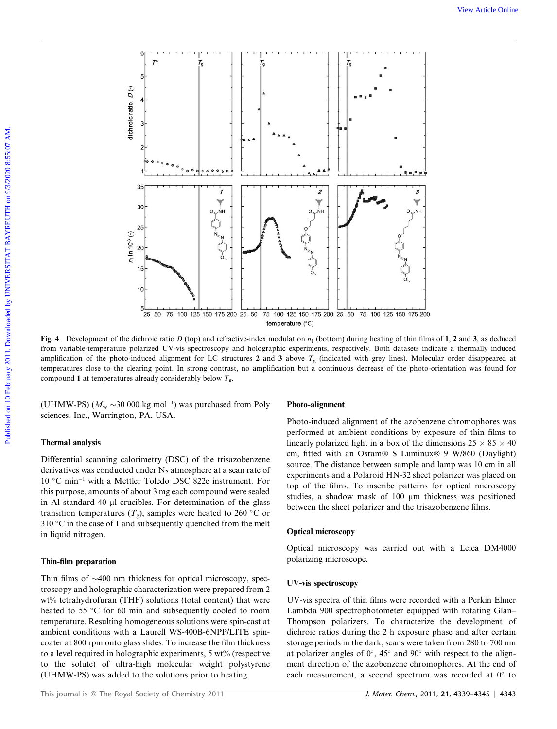**Fig. 4** Development of the dichroic ratio $D$ (top) and refractive-index modulation $n_1$ (bottom) during heating of thin films of **1**, **2** and **3**, as deduced from variable-temperature polarized UV-vis spectroscopy and holographic experiments, respectively. Both datasets indicate a thermally induced amplification of the photo-induced alignment for LC structures **2** and **3** above $T_g$ (indicated with grey lines). Molecular order disappeared at temperatures close to the clearing point. In strong contrast, no amplification but a continuous decrease of the photo-orientation was found for compound **1** at temperatures already considerably below $T_g$.

(UHMW-PS) ($M_w$ ~30 000 kg mol$^{-1}$) was purchased from Poly sciences, Inc., Warrington, PA, USA.

### Thermal analysis

Differential scanning calorimetry (DSC) of the trisazobenzene derivatives was conducted under $N_2$ atmosphere at a scan rate of 10 °C min$^{-1}$ with a Mettler Toledo DSC 822e instrument. For this purpose, amounts of about 3 mg each compound were sealed in Al standard 40 µl crucibles. For determination of the glass transition temperatures ($T_g$), samples were heated to 260 °C or 310 °C in the case of **1** and subsequently quenched from the melt in liquid nitrogen.

### Thin-film preparation

Thin films of ~400 nm thickness for optical microscopy, spectroscopy and holographic characterization were prepared from 2 wt% tetrahydrofuran (THF) solutions (total content) that were heated to 55 °C for 60 min and subsequently cooled to room temperature. Resulting homogeneous solutions were spin-cast at ambient conditions with a Laurell WS-400B-6NPP/LITE spin-coater at 800 rpm onto glass slides. To increase the film thickness to a level required in holographic experiments, 5 wt% (respective to the solute) of ultra-high molecular weight polystyrene (UHMW-PS) was added to the solutions prior to heating.

### Photo-alignment

Photo-induced alignment of the azobenzene chromophores was performed at ambient conditions by exposure of thin films to linearly polarized light in a box of the dimensions 25 × 85 × 40 cm, fitted with an Osram® S Luminux® 9 W/860 (Daylight) source. The distance between sample and lamp was 10 cm in all experiments and a Polaroid HN-32 sheet polarizer was placed on top of the films. To inscribe patterns for optical microscopy studies, a shadow mask of 100 µm thickness was positioned between the sheet polarizer and the trisazobenzene films.

### Optical microscopy

Optical microscopy was carried out with a Leica DM4000 polarizing microscope.

### UV-vis spectroscopy

UV-vis spectra of thin films were recorded with a Perkin Elmer Lambda 900 spectrophotometer equipped with rotating Glan–Thompson polarizers. To characterize the development of dichroic ratios during the 2 h exposure phase and after certain storage periods in the dark, scans were taken from 280 to 700 nm at polarizer angles of 0°, 45° and 90° with respect to the alignment direction of the azobenzene chromophores. At the end of each measurement, a second spectrum was recorded at 0° to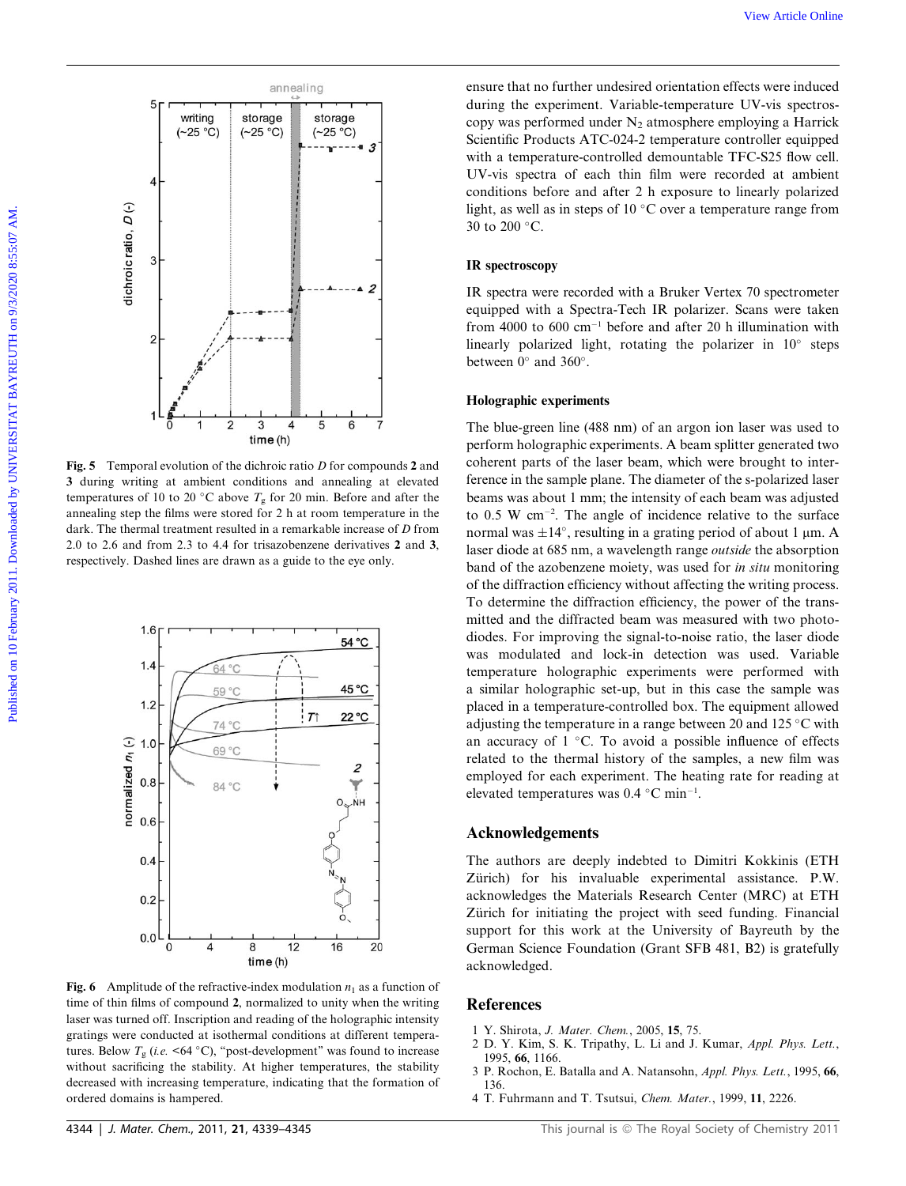Fig. 5 Temporal evolution of the dichroic ratio $D$ for compounds **2** and **3** during writing at ambient conditions and annealing at elevated temperatures of 10 to 20 °C above $T_g$ for 20 min. Before and after the annealing step the films were stored for 2 h at room temperature in the dark. The thermal treatment resulted in a remarkable increase of $D$ from 2.0 to 2.6 and from 2.3 to 4.4 for trisazobenzene derivatives **2** and **3**, respectively. Dashed lines are drawn as a guide to the eye only.

Fig. 6 Amplitude of the refractive-index modulation $n_1$ as a function of time of thin films of compound **2**, normalized to unity when the writing laser was turned off. Inscription and reading of the holographic intensity gratings were conducted at isothermal conditions at different temperatures. Below $T_g$ (*i.e.* <64 °C), "post-development" was found to increase without sacrificing the stability. At higher temperatures, the stability decreased with increasing temperature, indicating that the formation of ordered domains is hampered.

ensure that no further undesired orientation effects were induced during the experiment. Variable-temperature UV-vis spectroscopy was performed under $N_2$ atmosphere employing a Harrick Scientific Products ATC-024-2 temperature controller equipped with a temperature-controlled demountable TFC-S25 flow cell. UV-vis spectra of each thin film were recorded at ambient conditions before and after 2 h exposure to linearly polarized light, as well as in steps of 10 °C over a temperature range from 30 to 200 °C.

### IR spectroscopy

IR spectra were recorded with a Bruker Vertex 70 spectrometer equipped with a Spectra-Tech IR polarizer. Scans were taken from 4000 to 600 cm$^{-1}$ before and after 20 h illumination with linearly polarized light, rotating the polarizer in 10° steps between 0° and 360°.

### Holographic experiments

The blue-green line (488 nm) of an argon ion laser was used to perform holographic experiments. A beam splitter generated two coherent parts of the laser beam, which were brought to interference in the sample plane. The diameter of the s-polarized laser beams was about 1 mm; the intensity of each beam was adjusted to 0.5 W cm$^{-2}$. The angle of incidence relative to the surface normal was ±14°, resulting in a grating period of about 1 μm. A laser diode at 685 nm, a wavelength range *outside* the absorption band of the azobenzene moiety, was used for *in situ* monitoring of the diffraction efficiency without affecting the writing process. To determine the diffraction efficiency, the power of the transmitted and the diffracted beam was measured with two photodiodes. For improving the signal-to-noise ratio, the laser diode was modulated and lock-in detection was used. Variable temperature holographic experiments were performed with a similar holographic set-up, but in this case the sample was placed in a temperature-controlled box. The equipment allowed adjusting the temperature in a range between 20 and 125 °C with an accuracy of 1 °C. To avoid a possible influence of effects related to the thermal history of the samples, a new film was employed for each experiment. The heating rate for reading at elevated temperatures was 0.4 °C min$^{-1}$.

## Acknowledgements

The authors are deeply indebted to Dimitri Kokkinis (ETH Zürich) for his invaluable experimental assistance. P.W. acknowledges the Materials Research Center (MRC) at ETH Zürich for initiating the project with seed funding. Financial support for this work at the University of Bayreuth by the German Science Foundation (Grant SFB 481, B2) is gratefully acknowledged.

## References

1 Y. Shirota, *J. Mater. Chem.*, 2005, **15**, 75.
2 D. Y. Kim, S. K. Tripathy, L. Li and J. Kumar, *Appl. Phys. Lett.*, 1995, **66**, 1166.
3 P. Rochon, E. Batalla and A. Natansohn, *Appl. Phys. Lett.*, 1995, **66**, 136.
4 T. Fuhrmann and T. Tsutsui, *Chem. Mater.*, 1999, **11**, 2226.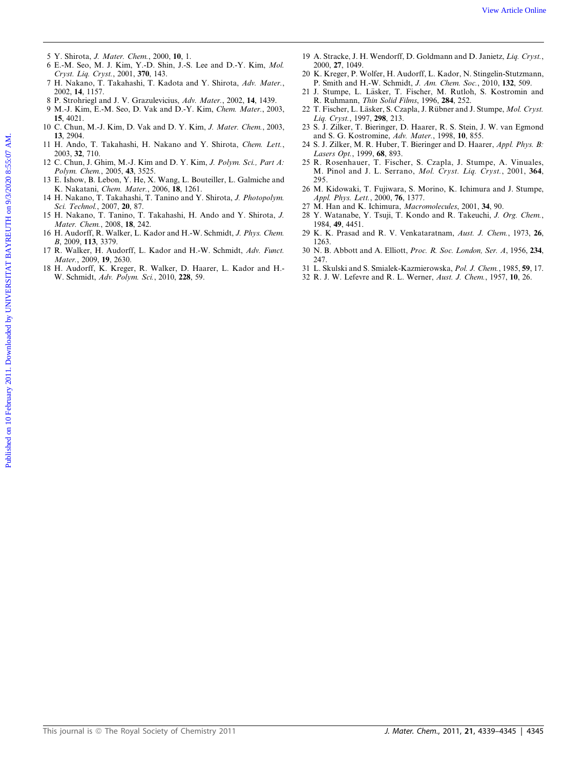5 Y. Shirota, *J. Mater. Chem.*, 2000, **10**, 1.
6 E.-M. Seo, M. J. Kim, Y.-D. Shin, J.-S. Lee and D.-Y. Kim, *Mol. Cryst. Liq. Cryst.*, 2001, **370**, 143.
7 H. Nakano, T. Takahashi, T. Kadota and Y. Shirota, *Adv. Mater.*, 2002, **14**, 1157.
8 P. Strohriegl and J. V. Grazulevicius, *Adv. Mater.*, 2002, **14**, 1439.
9 M.-J. Kim, E.-M. Seo, D. Vak and D.-Y. Kim, *Chem. Mater.*, 2003, **15**, 4021.
10 C. Chun, M.-J. Kim, D. Vak and D. Y. Kim, *J. Mater. Chem.*, 2003, **13**, 2904.
11 H. Ando, T. Takahashi, H. Nakano and Y. Shirota, *Chem. Lett.*, 2003, **32**, 710.
12 C. Chun, J. Ghim, M.-J. Kim and D. Y. Kim, *J. Polym. Sci., Part A: Polym. Chem.*, 2005, **43**, 3525.
13 E. Ishow, B. Lebon, Y. He, X. Wang, L. Bouteiller, L. Galmiche and K. Nakatani, *Chem. Mater.*, 2006, **18**, 1261.
14 H. Nakano, T. Takahashi, T. Tanino and Y. Shirota, *J. Photopolym. Sci. Technol.*, 2007, **20**, 87.
15 H. Nakano, T. Tanino, T. Takahashi, H. Ando and Y. Shirota, *J. Mater. Chem.*, 2008, **18**, 242.
16 H. Audorff, R. Walker, L. Kador and H.-W. Schmidt, *J. Phys. Chem. B*, 2009, **113**, 3379.
17 R. Walker, H. Audorff, L. Kador and H.-W. Schmidt, *Adv. Funct. Mater.*, 2009, **19**, 2630.
18 H. Audorff, K. Kreger, R. Walker, D. Haarer, L. Kador and H.-W. Schmidt, *Adv. Polym. Sci.*, 2010, **228**, 59.
19 A. Stracke, J. H. Wendorff, D. Goldmann and D. Janietz, *Liq. Cryst.*, 2000, **27**, 1049.
20 K. Kreger, P. Wolfer, H. Audorff, L. Kador, N. Stingelin-Stutzmann, P. Smith and H.-W. Schmidt, *J. Am. Chem. Soc.*, 2010, **132**, 509.
21 J. Stumpe, L. Läsker, T. Fischer, M. Rutloh, S. Kostromin and R. Ruhmann, *Thin Solid Films*, 1996, **284**, 252.
22 T. Fischer, L. Läsker, S. Czapla, J. Rübner and J. Stumpe, *Mol. Cryst. Liq. Cryst.*, 1997, **298**, 213.
23 S. J. Zilker, T. Bieringer, D. Haarer, R. S. Stein, J. W. van Egmond and S. G. Kostromine, *Adv. Mater.*, 1998, **10**, 855.
24 S. J. Zilker, M. R. Huber, T. Bieringer and D. Haarer, *Appl. Phys. B: Lasers Opt.*, 1999, **68**, 893.
25 R. Rosenhauer, T. Fischer, S. Czapla, J. Stumpe, A. Vinuales, M. Pinol and J. L. Serrano, *Mol. Cryst. Liq. Cryst.*, 2001, **364**, 295.
26 M. Kidowaki, T. Fujiwara, S. Morino, K. Ichimura and J. Stumpe, *Appl. Phys. Lett.*, 2000, **76**, 1377.
27 M. Han and K. Ichimura, *Macromolecules*, 2001, **34**, 90.
28 Y. Watanabe, Y. Tsuji, T. Kondo and R. Takeuchi, *J. Org. Chem.*, 1984, **49**, 4451.
29 K. K. Prasad and R. V. Venkataratnam, *Aust. J. Chem.*, 1973, **26**, 1263.
30 N. B. Abbott and A. Elliott, *Proc. R. Soc. London, Ser. A*, 1956, **234**, 247.
31 L. Skulski and S. Smialek-Kazmierowska, *Pol. J. Chem.*, 1985, **59**, 17.
32 R. J. W. Lefevre and R. L. Werner, *Aust. J. Chem.*, 1957, **10**, 26.